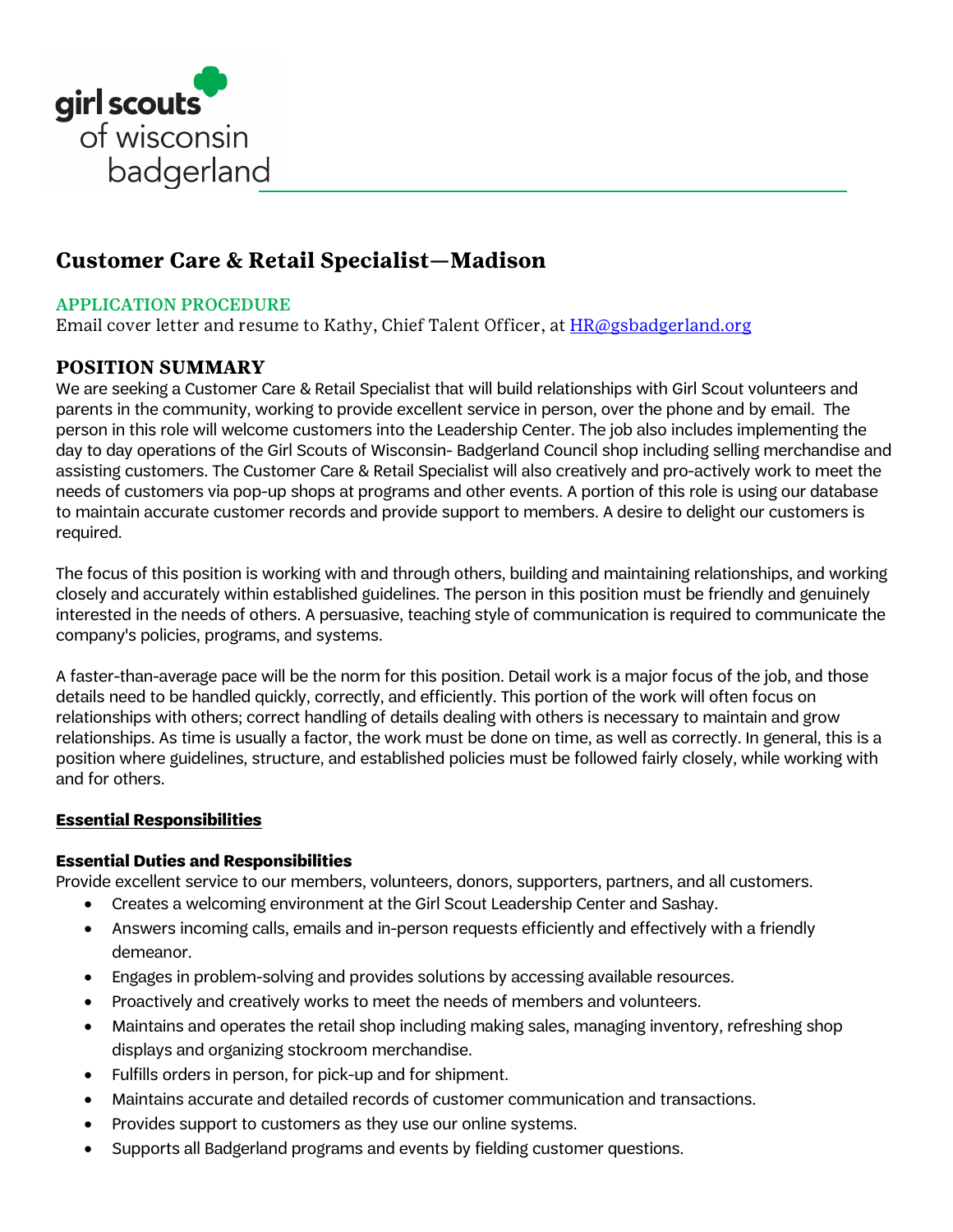girl scouts of wisconsin badgerland

# Customer Care & Retail Specialist—Madison

**APPLICATION PROCEDURE**

Email cover letter and resume to Kathy, Chief Talent Officer, at [HR@gsbadgerland.org](mailto:HR@gsbadgerland.org)

## POSITION SUMMARY

We are seeking a Customer Care & Retail Specialist that will build relationships with Girl Scout volunteers and parents in the community, working to provide excellent service in person, over the phone and by email. The person in this role will welcome customers into the Leadership Center. The job also includes implementing the day to day operations of the Girl Scouts of Wisconsin- Badgerland Council shop including selling merchandise and assisting customers. The Customer Care & Retail Specialist will also creatively and pro-actively work to meet the needs of customers via pop-up shops at programs and other events. A portion of this role is using our database to maintain accurate customer records and provide support to members. A desire to delight our customers is required.

The focus of this position is working with and through others, building and maintaining relationships, and working closely and accurately within established guidelines. The person in this position must be friendly and genuinely interested in the needs of others. A persuasive, teaching style of communication is required to communicate the company's policies, programs, and systems.

A faster-than-average pace will be the norm for this position. Detail work is a major focus of the job, and those details need to be handled quickly, correctly, and efficiently. This portion of the work will often focus on relationships with others; correct handling of details dealing with others is necessary to maintain and grow relationships. As time is usually a factor, the work must be done on time, as well as correctly. In general, this is a position where guidelines, structure, and established policies must be followed fairly closely, while working with and for others.

**Essential Responsibilities**

**Essential Duties and Responsibilities**

Provide excellent service to our members, volunteers, donors, supporters, partners, and all customers.

- Creates a welcoming environment at the Girl Scout Leadership Center and Sashay.
- Answers incoming calls, emails and in-person requests efficiently and effectively with a friendly demeanor.
- Engages in problem-solving and provides solutions by accessing available resources.
- Proactively and creatively works to meet the needs of members and volunteers.
- Maintains and operates the retail shop including making sales, managing inventory, refreshing shop displays and organizing stockroom merchandise.
- Fulfills orders in person, for pick-up and for shipment.
- Maintains accurate and detailed records of customer communication and transactions.
- Provides support to customers as they use our online systems.
- Supports all Badgerland programs and events by fielding customer questions.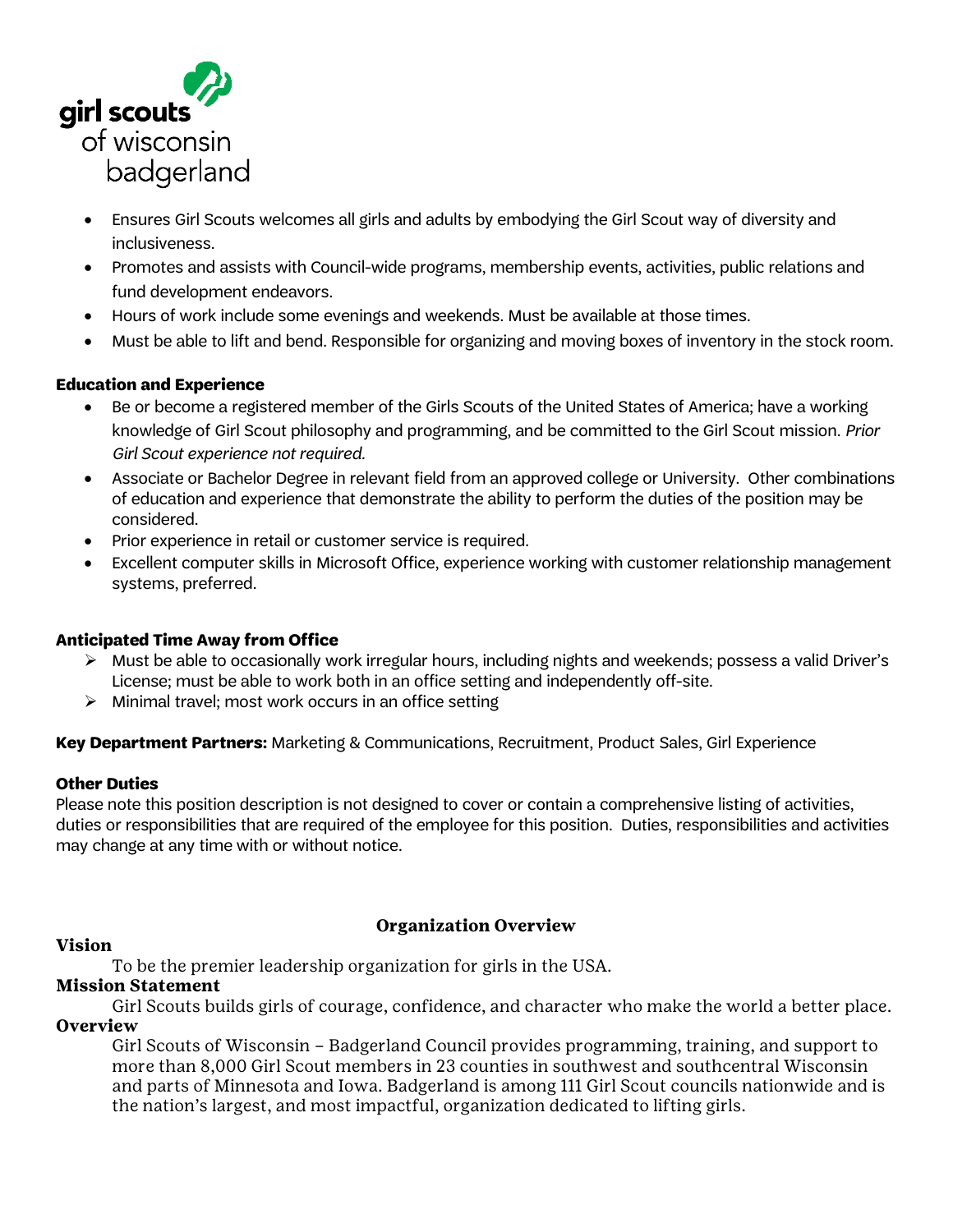- Ensures Girl Scouts welcomes all girls and adults by embodying the Girl Scout way of diversity and inclusiveness.
- Promotes and assists with Council-wide programs, membership events, activities, public relations and fund development endeavors.
- Hours of work include some evenings and weekends. Must be available at those times.
- Must be able to lift and bend. Responsible for organizing and moving boxes of inventory in the stock room.

**Education and Experience**

- Be or become a registered member of the Girls Scouts of the United States of America; have a working knowledge of Girl Scout philosophy and programming, and be committed to the Girl Scout mission. *Prior Girl Scout experience not required.*
- Associate or Bachelor Degree in relevant field from an approved college or University. Other combinations of education and experience that demonstrate the ability to perform the duties of the position may be considered.
- Prior experience in retail or customer service is required.
- Excellent computer skills in Microsoft Office, experience working with customer relationship management systems, preferred.

**Anticipated Time Away from Office**

- Must be able to occasionally work irregular hours, including nights and weekends; possess a valid Driver's License; must be able to work both in an office setting and independently off-site.
- Minimal travel; most work occurs in an office setting

**Key Department Partners:** Marketing & Communications, Recruitment, Product Sales, Girl Experience

**Other Duties**

Please note this position description is not designed to cover or contain a comprehensive listing of activities, duties or responsibilities that are required of the employee for this position. Duties, responsibilities and activities may change at any time with or without notice.

## Organization Overview

**Vision**

To be the premier leadership organization for girls in the USA.

**Mission Statement**

Girl Scouts builds girls of courage, confidence, and character who make the world a better place.

**Overview**

Girl Scouts of Wisconsin – Badgerland Council provides programming, training, and support to more than 8,000 Girl Scout members in 23 counties in southwest and southcentral Wisconsin and parts of Minnesota and Iowa. Badgerland is among 111 Girl Scout councils nationwide and is the nation's largest, and most impactful, organization dedicated to lifting girls.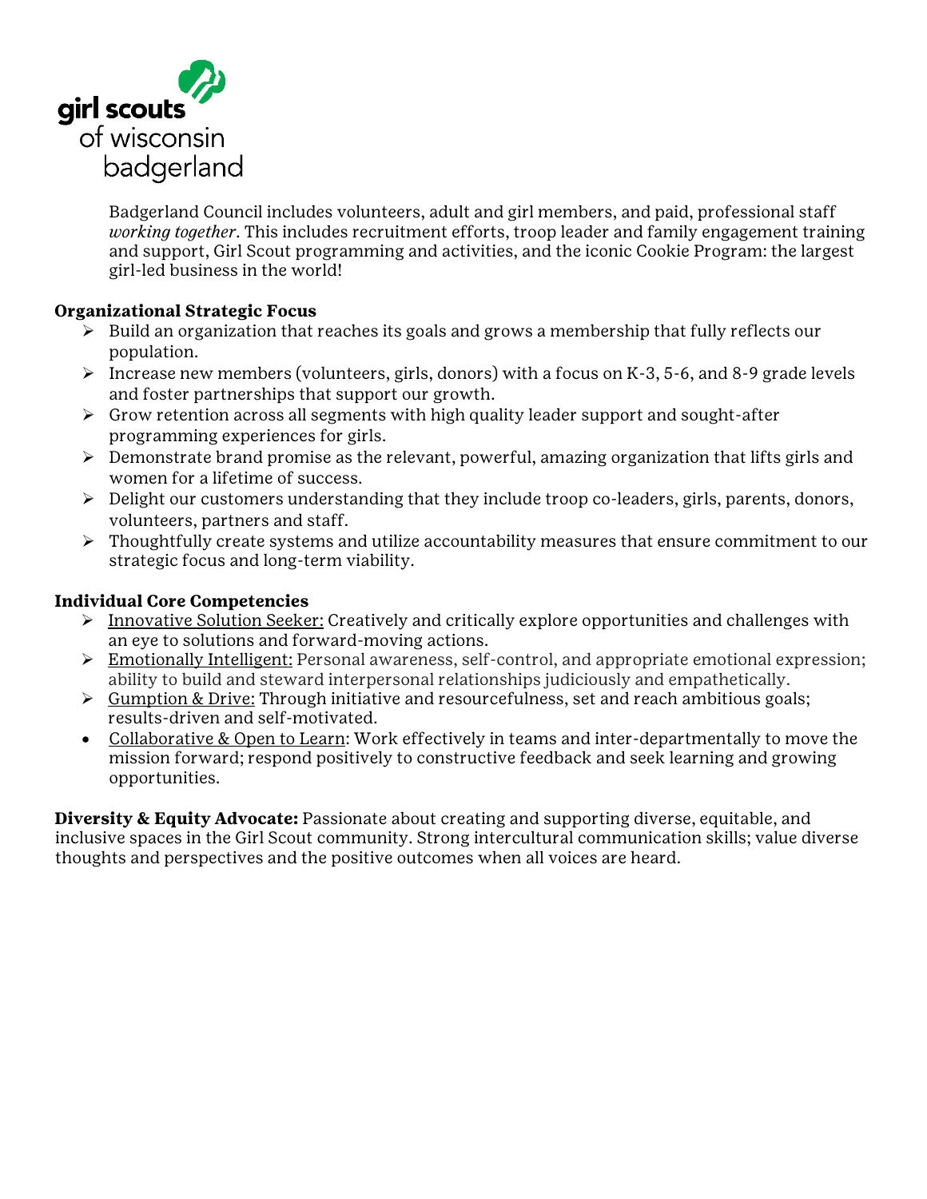Badgerland Council includes volunteers, adult and girl members, and paid, professional staff *working together*. This includes recruitment efforts, troop leader and family engagement training and support, Girl Scout programming and activities, and the iconic Cookie Program: the largest girl-led business in the world!

**Organizational Strategic Focus**

- Build an organization that reaches its goals and grows a membership that fully reflects our population.
- Increase new members (volunteers, girls, donors) with a focus on K-3, 5-6, and 8-9 grade levels and foster partnerships that support our growth.
- Grow retention across all segments with high quality leader support and sought-after programming experiences for girls.
- Demonstrate brand promise as the relevant, powerful, amazing organization that lifts girls and women for a lifetime of success.
- Delight our customers understanding that they include troop co-leaders, girls, parents, donors, volunteers, partners and staff.
- Thoughtfully create systems and utilize accountability measures that ensure commitment to our strategic focus and long-term viability.

**Individual Core Competencies**

- Innovative Solution Seeker: Creatively and critically explore opportunities and challenges with an eye to solutions and forward-moving actions.
- Emotionally Intelligent: Personal awareness, self-control, and appropriate emotional expression; ability to build and steward interpersonal relationships judiciously and empathetically.
- Gumption & Drive: Through initiative and resourcefulness, set and reach ambitious goals; results-driven and self-motivated.
- Collaborative & Open to Learn: Work effectively in teams and inter-departmentally to move the mission forward; respond positively to constructive feedback and seek learning and growing opportunities.

**Diversity & Equity Advocate:** Passionate about creating and supporting diverse, equitable, and inclusive spaces in the Girl Scout community. Strong intercultural communication skills; value diverse thoughts and perspectives and the positive outcomes when all voices are heard.